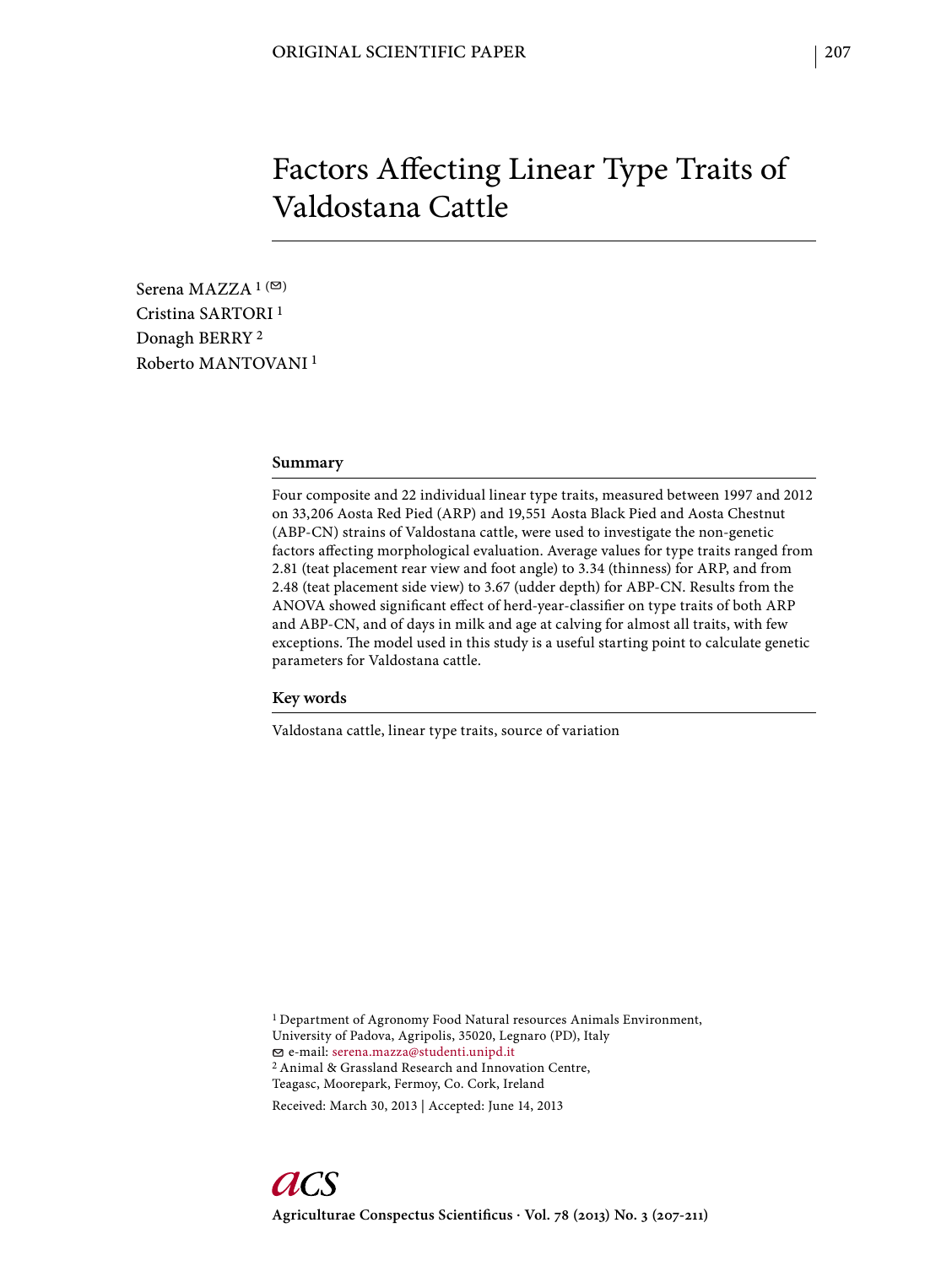ORIGINAL SCIENTIFIC PAPER

# Factors Affecting Linear Type Traits of Valdostana Cattle

Serena MAZZA [1] (✉)
Cristina SARTORI [1]
Donagh BERRY [2]
Roberto MANTOVANI [1]

## Summary

Four composite and 22 individual linear type traits, measured between 1997 and 2012 on 33,206 Aosta Red Pied (ARP) and 19,551 Aosta Black Pied and Aosta Chestnut (ABP-CN) strains of Valdostana cattle, were used to investigate the non-genetic factors affecting morphological evaluation. Average values for type traits ranged from 2.81 (teat placement rear view and foot angle) to 3.34 (thinness) for ARP, and from 2.48 (teat placement side view) to 3.67 (udder depth) for ABP-CN. Results from the ANOVA showed significant effect of herd-year-classifier on type traits of both ARP and ABP-CN, and of days in milk and age at calving for almost all traits, with few exceptions. The model used in this study is a useful starting point to calculate genetic parameters for Valdostana cattle.

## Key words

Valdostana cattle, linear type traits, source of variation

[1] Department of Agronomy Food Natural resources Animals Environment, University of Padova, Agripolis, 35020, Legnaro (PD), Italy
✉ e-mail: serena.mazza@studenti.unipd.it
[2] Animal & Grassland Research and Innovation Centre, Teagasc, Moorepark, Fermoy, Co. Cork, Ireland

Received: March 30, 2013 | Accepted: June 14, 2013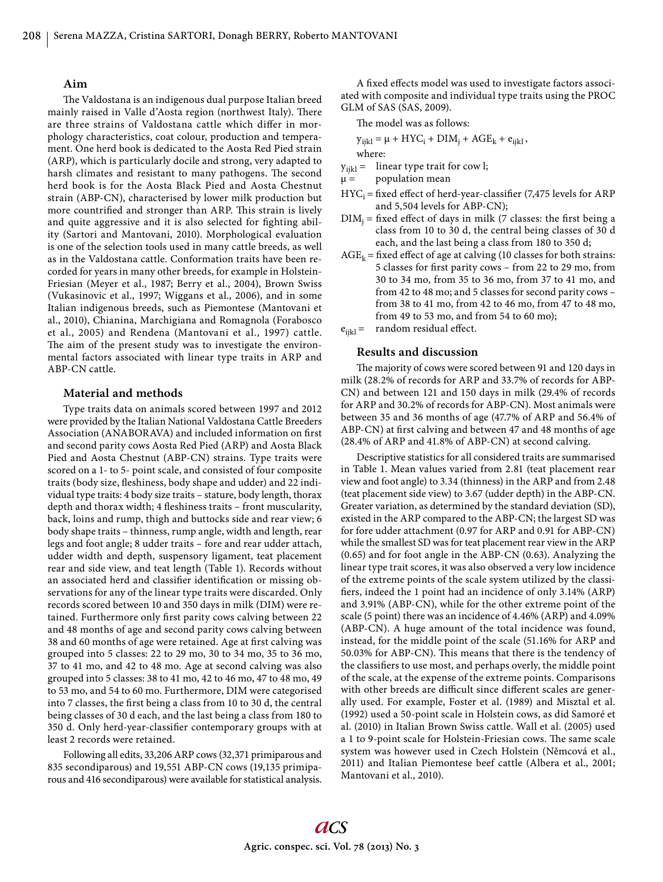## Aim

The Valdostana is an indigenous dual purpose Italian breed mainly raised in Valle d'Aosta region (northwest Italy). There are three strains of Valdostana cattle which differ in morphology characteristics, coat colour, production and temperament. One herd book is dedicated to the Aosta Red Pied strain (ARP), which is particularly docile and strong, very adapted to harsh climates and resistant to many pathogens. The second herd book is for the Aosta Black Pied and Aosta Chestnut strain (ABP-CN), characterised by lower milk production but more countrified and stronger than ARP. This strain is lively and quite aggressive and it is also selected for fighting ability (Sartori and Mantovani, 2010). Morphological evaluation is one of the selection tools used in many cattle breeds, as well as in the Valdostana cattle. Conformation traits have been recorded for years in many other breeds, for example in Holstein-Friesian (Meyer et al., 1987; Berry et al., 2004), Brown Swiss (Vukasinovic et al., 1997; Wiggans et al., 2006), and in some Italian indigenous breeds, such as Piemontese (Mantovani et al., 2010), Chianina, Marchigiana and Romagnola (Forabosco et al., 2005) and Rendena (Mantovani et al., 1997) cattle. The aim of the present study was to investigate the environmental factors associated with linear type traits in ARP and ABP-CN cattle.

## Material and methods

Type traits data on animals scored between 1997 and 2012 were provided by the Italian National Valdostana Cattle Breeders Association (ANABORAVA) and included information on first and second parity cows Aosta Red Pied (ARP) and Aosta Black Pied and Aosta Chestnut (ABP-CN) strains. Type traits were scored on a 1- to 5- point scale, and consisted of four composite traits (body size, fleshiness, body shape and udder) and 22 individual type traits: 4 body size traits – stature, body length, thorax depth and thorax width; 4 fleshiness traits – front muscularity, back, loins and rump, thigh and buttocks side and rear view; 6 body shape traits – thinness, rump angle, width and length, rear legs and foot angle; 8 udder traits – fore and rear udder attach, udder width and depth, suspensory ligament, teat placement rear and side view, and teat length (Table 1). Records without an associated herd and classifier identification or missing observations for any of the linear type traits were discarded. Only records scored between 10 and 350 days in milk (DIM) were retained. Furthermore only first parity cows calving between 22 and 48 months of age and second parity cows calving between 38 and 60 months of age were retained. Age at first calving was grouped into 5 classes: 22 to 29 mo, 30 to 34 mo, 35 to 36 mo, 37 to 41 mo, and 42 to 48 mo. Age at second calving was also grouped into 5 classes: 38 to 41 mo, 42 to 46 mo, 47 to 48 mo, 49 to 53 mo, and 54 to 60 mo. Furthermore, DIM were categorised into 7 classes, the first being a class from 10 to 30 d, the central being classes of 30 d each, and the last being a class from 180 to 350 d. Only herd-year-classifier contemporary groups with at least 2 records were retained.

Following all edits, 33,206 ARP cows (32,371 primiparous and 835 secondiparous) and 19,551 ABP-CN cows (19,135 primiparous and 416 secondiparous) were available for statistical analysis.

A fixed effects model was used to investigate factors associated with composite and individual type traits using the PROC GLM of SAS (SAS, 2009).

The model was as follows:

$$y_{ijkl} = \mu + HYC_i + DIM_j + AGE_k + e_{ijkl},$$

where:

- $y_{ijkl}$ = linear type trait for cow l;
- $\mu$ = population mean
- $HYC_i$ = fixed effect of herd-year-classifier (7,475 levels for ARP and 5,504 levels for ABP-CN);
- $DIM_j$ = fixed effect of days in milk (7 classes: the first being a class from 10 to 30 d, the central being classes of 30 d each, and the last being a class from 180 to 350 d;
- $AGE_k$ = fixed effect of age at calving (10 classes for both strains: 5 classes for first parity cows – from 22 to 29 mo, from 30 to 34 mo, from 35 to 36 mo, from 37 to 41 mo, and from 42 to 48 mo; and 5 classes for second parity cows – from 38 to 41 mo, from 42 to 46 mo, from 47 to 48 mo, from 49 to 53 mo, and from 54 to 60 mo);
- $e_{ijkl}$ = random residual effect.

## Results and discussion

The majority of cows were scored between 91 and 120 days in milk (28.2% of records for ARP and 33.7% of records for ABP-CN) and between 121 and 150 days in milk (29.4% of records for ARP and 30.2% of records for ABP-CN). Most animals were between 35 and 36 months of age (47.7% of ARP and 56.4% of ABP-CN) at first calving and between 47 and 48 months of age (28.4% of ARP and 41.8% of ABP-CN) at second calving.

Descriptive statistics for all considered traits are summarised in Table 1. Mean values varied from 2.81 (teat placement rear view and foot angle) to 3.34 (thinness) in the ARP and from 2.48 (teat placement side view) to 3.67 (udder depth) in the ABP-CN. Greater variation, as determined by the standard deviation (SD), existed in the ARP compared to the ABP-CN; the largest SD was for fore udder attachment (0.97 for ARP and 0.91 for ABP-CN) while the smallest SD was for teat placement rear view in the ARP (0.65) and for foot angle in the ABP-CN (0.63). Analyzing the linear type trait scores, it was also observed a very low incidence of the extreme points of the scale system utilized by the classifiers, indeed the 1 point had an incidence of only 3.14% (ARP) and 3.91% (ABP-CN), while for the other extreme point of the scale (5 point) there was an incidence of 4.46% (ARP) and 4.09% (ABP-CN). A huge amount of the total incidence was found, instead, for the middle point of the scale (51.16% for ARP and 50.03% for ABP-CN). This means that there is the tendency of the classifiers to use most, and perhaps overly, the middle point of the scale, at the expense of the extreme points. Comparisons with other breeds are difficult since different scales are generally used. For example, Foster et al. (1989) and Misztal et al. (1992) used a 50-point scale in Holstein cows, as did Samoré et al. (2010) in Italian Brown Swiss cattle. Wall et al. (2005) used a 1 to 9-point scale for Holstein-Friesian cows. The same scale system was however used in Czech Holstein (Němcová et al., 2011) and Italian Piemontese beef cattle (Albera et al., 2001; Mantovani et al., 2010).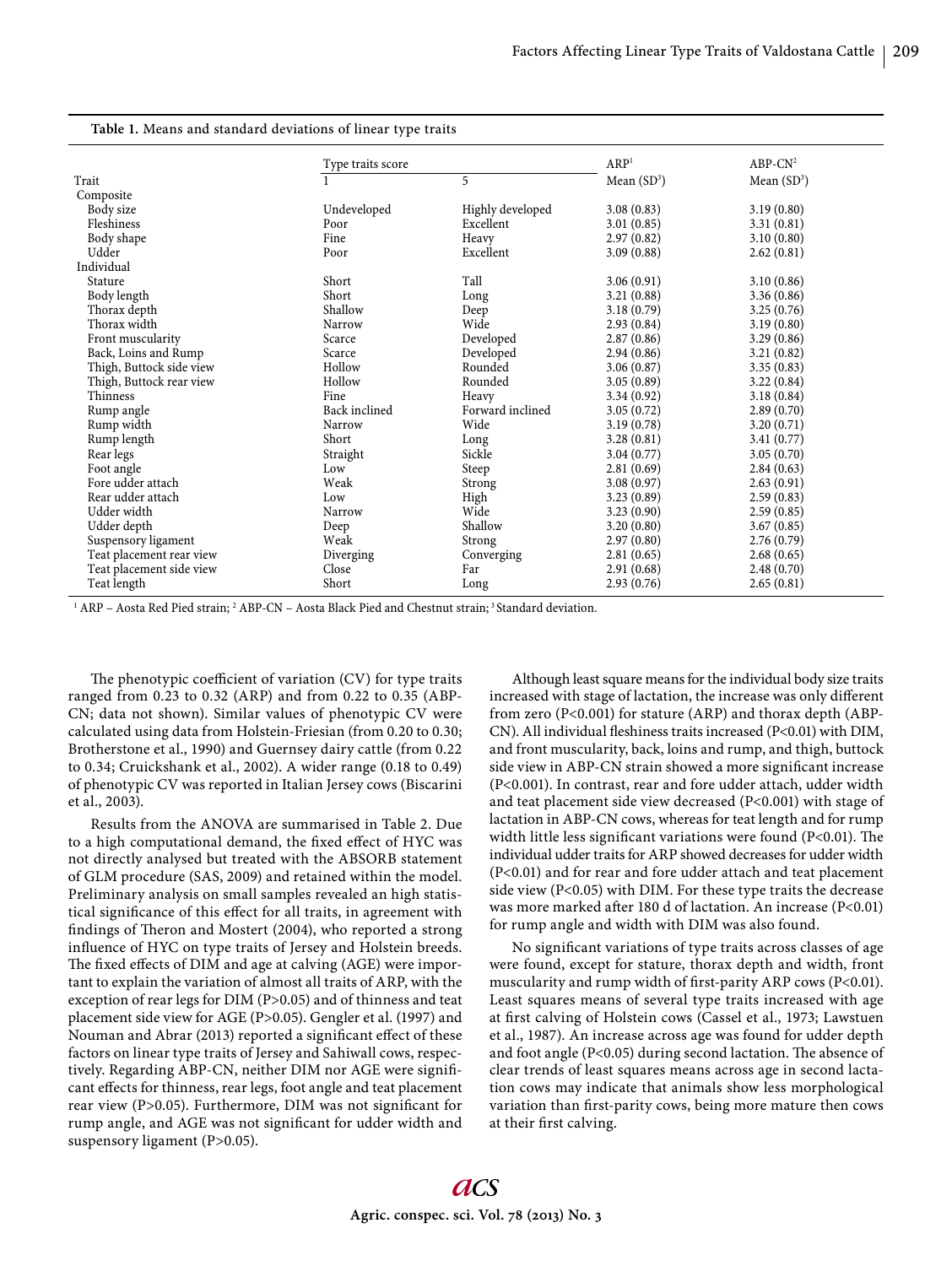**Table 1.** Means and standard deviations of linear type traits

| Trait | Type traits score 1 | 5 | ARP[1] Mean (SD[3]) | ABP-CN[2] Mean (SD[3]) |
|---|---|---|---|---|
| Composite | | | | |
| Body size | Undeveloped | Highly developed | 3.08 (0.83) | 3.19 (0.80) |
| Fleshiness | Poor | Excellent | 3.01 (0.85) | 3.31 (0.81) |
| Body shape | Fine | Heavy | 2.97 (0.82) | 3.10 (0.80) |
| Udder | Poor | Excellent | 3.09 (0.88) | 2.62 (0.81) |
| Individual | | | | |
| Stature | Short | Tall | 3.06 (0.91) | 3.10 (0.86) |
| Body length | Short | Long | 3.21 (0.88) | 3.36 (0.86) |
| Thorax depth | Shallow | Deep | 3.18 (0.79) | 3.25 (0.76) |
| Thorax width | Narrow | Wide | 2.93 (0.84) | 3.19 (0.80) |
| Front muscularity | Scarce | Developed | 2.87 (0.86) | 3.29 (0.86) |
| Back, Loins and Rump | Scarce | Developed | 2.94 (0.86) | 3.21 (0.82) |
| Thigh, Buttock side view | Hollow | Rounded | 3.06 (0.87) | 3.35 (0.83) |
| Thigh, Buttock rear view | Hollow | Rounded | 3.05 (0.89) | 3.22 (0.84) |
| Thinness | Fine | Heavy | 3.34 (0.92) | 3.18 (0.84) |
| Rump angle | Back inclined | Forward inclined | 3.05 (0.72) | 2.89 (0.70) |
| Rump width | Narrow | Wide | 3.19 (0.78) | 3.20 (0.71) |
| Rump length | Short | Long | 3.28 (0.81) | 3.41 (0.77) |
| Rear legs | Straight | Sickle | 3.04 (0.77) | 3.05 (0.70) |
| Foot angle | Low | Steep | 2.81 (0.69) | 2.84 (0.63) |
| Fore udder attach | Weak | Strong | 3.08 (0.97) | 2.63 (0.91) |
| Rear udder attach | Low | High | 3.23 (0.89) | 2.59 (0.83) |
| Udder width | Narrow | Wide | 3.23 (0.90) | 2.59 (0.85) |
| Udder depth | Deep | Shallow | 3.20 (0.80) | 3.67 (0.85) |
| Suspensory ligament | Weak | Strong | 2.97 (0.80) | 2.76 (0.79) |
| Teat placement rear view | Diverging | Converging | 2.81 (0.65) | 2.68 (0.65) |
| Teat placement side view | Close | Far | 2.91 (0.68) | 2.48 (0.70) |
| Teat length | Short | Long | 2.93 (0.76) | 2.65 (0.81) |

[1] ARP – Aosta Red Pied strain; [2] ABP-CN – Aosta Black Pied and Chestnut strain; [3] Standard deviation.

The phenotypic coefficient of variation (CV) for type traits ranged from 0.23 to 0.32 (ARP) and from 0.22 to 0.35 (ABP-CN; data not shown). Similar values of phenotypic CV were calculated using data from Holstein-Friesian (from 0.20 to 0.30; Brotherstone et al., 1990) and Guernsey dairy cattle (from 0.22 to 0.34; Cruickshank et al., 2002). A wider range (0.18 to 0.49) of phenotypic CV was reported in Italian Jersey cows (Biscarini et al., 2003).

Results from the ANOVA are summarised in Table 2. Due to a high computational demand, the fixed effect of HYC was not directly analysed but treated with the ABSORB statement of GLM procedure (SAS, 2009) and retained within the model. Preliminary analysis on small samples revealed an high statistical significance of this effect for all traits, in agreement with findings of Theron and Mostert (2004), who reported a strong influence of HYC on type traits of Jersey and Holstein breeds. The fixed effects of DIM and age at calving (AGE) were important to explain the variation of almost all traits of ARP, with the exception of rear legs for DIM ($P>0.05$) and of thinness and teat placement side view for AGE ($P>0.05$). Gengler et al. (1997) and Nouman and Abrar (2013) reported a significant effect of these factors on linear type traits of Jersey and Sahiwall cows, respectively. Regarding ABP-CN, neither DIM nor AGE were significant effects for thinness, rear legs, foot angle and teat placement rear view ($P>0.05$). Furthermore, DIM was not significant for rump angle, and AGE was not significant for udder width and suspensory ligament ($P>0.05$).

Although least square means for the individual body size traits increased with stage of lactation, the increase was only different from zero ($P<0.001$) for stature (ARP) and thorax depth (ABP-CN). All individual fleshiness traits increased ($P<0.01$) with DIM, and front muscularity, back, loins and rump, and thigh, buttock side view in ABP-CN strain showed a more significant increase ($P<0.001$). In contrast, rear and fore udder attach, udder width and teat placement side view decreased ($P<0.001$) with stage of lactation in ABP-CN cows, whereas for teat length and for rump width little less significant variations were found ($P<0.01$). The individual udder traits for ARP showed decreases for udder width ($P<0.01$) and for rear and fore udder attach and teat placement side view ($P<0.05$) with DIM. For these type traits the decrease was more marked after 180 d of lactation. An increase ($P<0.01$) for rump angle and width with DIM was also found.

No significant variations of type traits across classes of age were found, except for stature, thorax depth and width, front muscularity and rump width of first-parity ARP cows ($P<0.01$). Least squares means of several type traits increased with age at first calving of Holstein cows (Cassel et al., 1973; Lawstuen et al., 1987). An increase across age was found for udder depth and foot angle ($P<0.05$) during second lactation. The absence of clear trends of least squares means across age in second lactation cows may indicate that animals show less morphological variation than first-parity cows, being more mature then cows at their first calving.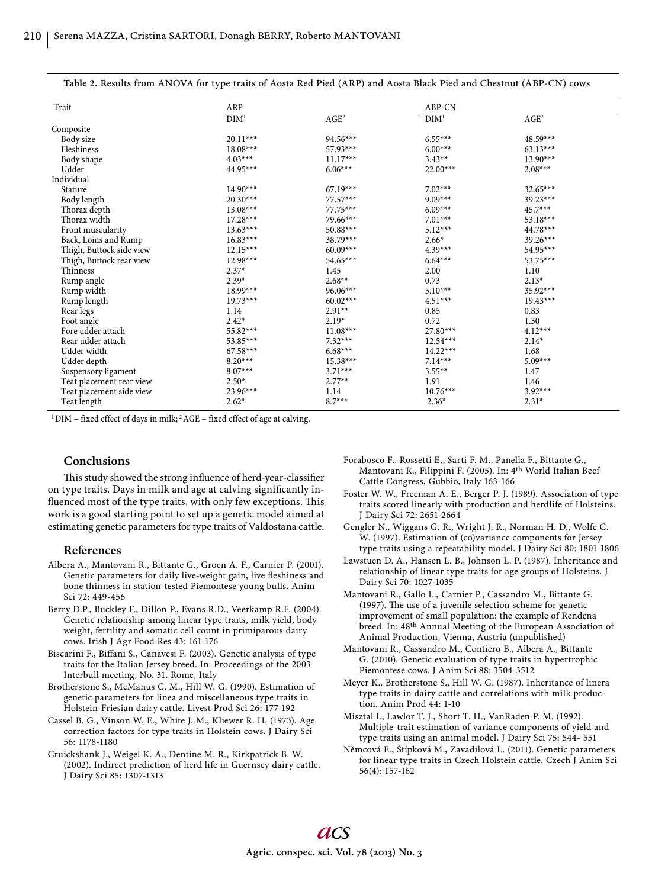**Table 2.** Results from ANOVA for type traits of Aosta Red Pied (ARP) and Aosta Black Pied and Chestnut (ABP-CN) cows

| Trait | ARP | | ABP-CN | |
|---|---|---|---|---|
| | DIM[1] | AGE[2] | DIM[1] | AGE[2] |
| Composite | | | | |
| Body size | 20.11*** | 94.56*** | 6.55*** | 48.59*** |
| Fleshiness | 18.08*** | 57.93*** | 6.00*** | 63.13*** |
| Body shape | 4.03*** | 11.17*** | 3.43** | 13.90*** |
| Udder | 44.95*** | 6.06*** | 22.00*** | 2.08*** |
| Individual | | | | |
| Stature | 14.90*** | 67.19*** | 7.02*** | 32.65*** |
| Body length | 20.30*** | 77.57*** | 9.09*** | 39.23*** |
| Thorax depth | 13.08*** | 77.75*** | 6.09*** | 45.7*** |
| Thorax width | 17.28*** | 79.66*** | 7.01*** | 53.18*** |
| Front muscularity | 13.63*** | 50.88*** | 5.12*** | 44.78*** |
| Back, Loins and Rump | 16.83*** | 38.79*** | 2.66* | 39.26*** |
| Thigh, Buttock side view | 12.15*** | 60.09*** | 4.39*** | 54.95*** |
| Thigh, Buttock rear view | 12.98*** | 54.65*** | 6.64*** | 53.75*** |
| Thinness | 2.37* | 1.45 | 2.00 | 1.10 |
| Rump angle | 2.39* | 2.68** | 0.73 | 2.13* |
| Rump width | 18.99*** | 96.06*** | 5.10*** | 35.92*** |
| Rump length | 19.73*** | 60.02*** | 4.51*** | 19.43*** |
| Rear legs | 1.14 | 2.91** | 0.85 | 0.83 |
| Foot angle | 2.42* | 2.19* | 0.72 | 1.30 |
| Fore udder attach | 55.82*** | 11.08*** | 27.80*** | 4.12*** |
| Rear udder attach | 53.85*** | 7.32*** | 12.54*** | 2.14* |
| Udder width | 67.58*** | 6.68*** | 14.22*** | 1.68 |
| Udder depth | 8.20*** | 15.38*** | 7.14*** | 5.09*** |
| Suspensory ligament | 8.07*** | 3.71*** | 3.55** | 1.47 |
| Teat placement rear view | 2.50* | 2.77** | 1.91 | 1.46 |
| Teat placement side view | 23.96*** | 1.14 | 10.76*** | 3.92*** |
| Teat length | 2.62* | 8.7*** | 2.36* | 2.31* |

[1] DIM – fixed effect of days in milk; [2] AGE – fixed effect of age at calving.

## Conclusions

This study showed the strong influence of herd-year-classifier on type traits. Days in milk and age at calving significantly influenced most of the type traits, with only few exceptions. This work is a good starting point to set up a genetic model aimed at estimating genetic parameters for type traits of Valdostana cattle.

## References

Albera A., Mantovani R., Bittante G., Groen A. F., Carnier P. (2001). Genetic parameters for daily live-weight gain, live fleshiness and bone thinness in station-tested Piemontese young bulls. Anim Sci 72: 449-456

Berry D.P., Buckley F., Dillon P., Evans R.D., Veerkamp R.F. (2004). Genetic relationship among linear type traits, milk yield, body weight, fertility and somatic cell count in primiparous dairy cows. Irish J Agr Food Res 43: 161-176

Biscarini F., Biffani S., Canavesi F. (2003). Genetic analysis of type traits for the Italian Jersey breed. In: Proceedings of the 2003 Interbull meeting, No. 31. Rome, Italy

Brotherstone S., McManus C. M., Hill W. G. (1990). Estimation of genetic parameters for linea and miscellaneous type traits in Holstein-Friesian dairy cattle. Livest Prod Sci 26: 177-192

Cassel B. G., Vinson W. E., White J. M., Kliewer R. H. (1973). Age correction factors for type traits in Holstein cows. J Dairy Sci 56: 1178-1180

Cruickshank J., Weigel K. A., Dentine M. R., Kirkpatrick B. W. (2002). Indirect prediction of herd life in Guernsey dairy cattle. J Dairy Sci 85: 1307-1313

Forabosco F., Rossetti E., Sarti F. M., Panella F., Bittante G., Mantovani R., Filippini F. (2005). In: 4th World Italian Beef Cattle Congress, Gubbio, Italy 163-166

Foster W. W., Freeman A. E., Berger P. J. (1989). Association of type traits scored linearly with production and herdlife of Holsteins. J Dairy Sci 72: 2651-2664

Gengler N., Wiggans G. R., Wright J. R., Norman H. D., Wolfe C. W. (1997). Estimation of (co)variance components for Jersey type traits using a repeatability model. J Dairy Sci 80: 1801-1806

Lawstuen D. A., Hansen L. B., Johnson L. P. (1987). Inheritance and relationship of linear type traits for age groups of Holsteins. J Dairy Sci 70: 1027-1035

Mantovani R., Gallo L., Carnier P., Cassandro M., Bittante G. (1997). The use of a juvenile selection scheme for genetic improvement of small population: the example of Rendena breed. In: 48th Annual Meeting of the European Association of Animal Production, Vienna, Austria (unpublished)

Mantovani R., Cassandro M., Contiero B., Albera A., Bittante G. (2010). Genetic evaluation of type traits in hypertrophic Piemontese cows. J Anim Sci 88: 3504-3512

Meyer K., Brotherstone S., Hill W. G. (1987). Inheritance of linera type traits in dairy cattle and correlations with milk production. Anim Prod 44: 1-10

Misztal I., Lawlor T. J., Short T. H., VanRaden P. M. (1992). Multiple-trait estimation of variance components of yield and type traits using an animal model. J Dairy Sci 75: 544- 551

Němcová E., Štípková M., Zavadilová L. (2011). Genetic parameters for linear type traits in Czech Holstein cattle. Czech J Anim Sci 56(4): 157-162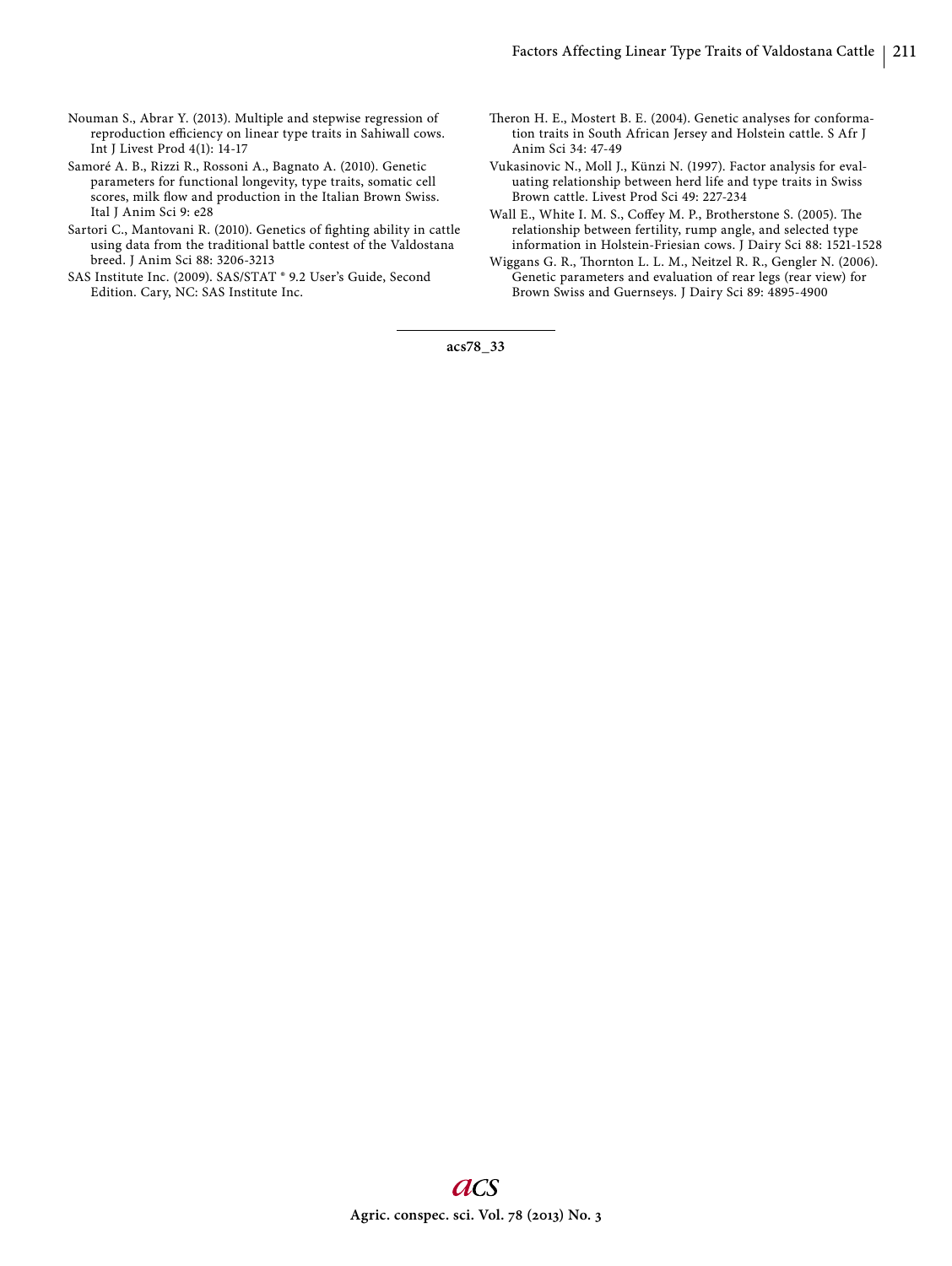Nouman S., Abrar Y. (2013). Multiple and stepwise regression of reproduction efficiency on linear type traits in Sahiwall cows. Int J Livest Prod 4(1): 14-17

Samoré A. B., Rizzi R., Rossoni A., Bagnato A. (2010). Genetic parameters for functional longevity, type traits, somatic cell scores, milk flow and production in the Italian Brown Swiss. Ital J Anim Sci 9: e28

Sartori C., Mantovani R. (2010). Genetics of fighting ability in cattle using data from the traditional battle contest of the Valdostana breed. J Anim Sci 88: 3206-3213

SAS Institute Inc. (2009). SAS/STAT ® 9.2 User's Guide, Second Edition. Cary, NC: SAS Institute Inc.

Theron H. E., Mostert B. E. (2004). Genetic analyses for conformation traits in South African Jersey and Holstein cattle. S Afr J Anim Sci 34: 47-49

Vukasinovic N., Moll J., Künzi N. (1997). Factor analysis for evaluating relationship between herd life and type traits in Swiss Brown cattle. Livest Prod Sci 49: 227-234

Wall E., White I. M. S., Coffey M. P., Brotherstone S. (2005). The relationship between fertility, rump angle, and selected type information in Holstein-Friesian cows. J Dairy Sci 88: 1521-1528

Wiggans G. R., Thornton L. L. M., Neitzel R. R., Gengler N. (2006). Genetic parameters and evaluation of rear legs (rear view) for Brown Swiss and Guernseys. J Dairy Sci 89: 4895-4900

**acs78_33**